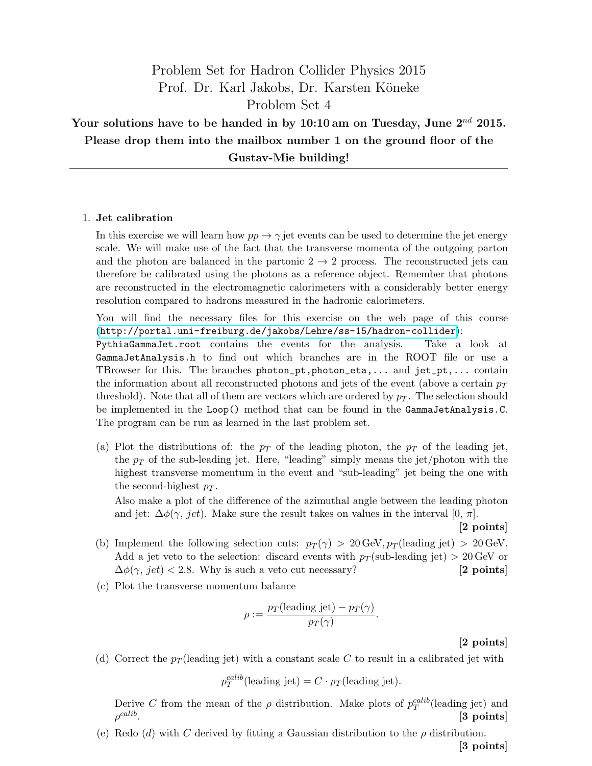# Problem Set for Hadron Collider Physics 2015
## Prof. Dr. Karl Jakobs, Dr. Karsten Köneke
## Problem Set 4

**Your solutions have to be handed in by 10:10 am on Tuesday, June $2^{nd}$ 2015. Please drop them into the mailbox number 1 on the ground floor of the Gustav-Mie building!**

---

1. **Jet calibration**

   In this exercise we will learn how $pp \to \gamma\,$jet events can be used to determine the jet energy scale. We will make use of the fact that the transverse momenta of the outgoing parton and the photon are balanced in the partonic $2 \to 2$ process. The reconstructed jets can therefore be calibrated using the photons as a reference object. Remember that photons are reconstructed in the electromagnetic calorimeters with a considerably better energy resolution compared to hadrons measured in the hadronic calorimeters.

   You will find the necessary files for this exercise on the web page of this course (http://portal.uni-freiburg.de/jakobs/Lehre/ss-15/hadron-collider):
   `PythiaGammaJet.root` contains the events for the analysis. Take a look at `GammaJetAnalysis.h` to find out which branches are in the ROOT file or use a TBrowser for this. The branches `photon_pt,photon_eta,...` and `jet_pt,...` contain the information about all reconstructed photons and jets of the event (above a certain $p_T$ threshold). Note that all of them are vectors which are ordered by $p_T$. The selection should be implemented in the `Loop()` method that can be found in the `GammaJetAnalysis.C`. The program can be run as learned in the last problem set.

   (a) Plot the distributions of: the $p_T$ of the leading photon, the $p_T$ of the leading jet, the $p_T$ of the sub-leading jet. Here, "leading" simply means the jet/photon with the highest transverse momentum in the event and "sub-leading" jet being the one with the second-highest $p_T$.

   Also make a plot of the difference of the azimuthal angle between the leading photon and jet: $\Delta\phi(\gamma, jet)$. Make sure the result takes on values in the interval $[0, \pi]$.

   **[2 points]**

   (b) Implement the following selection cuts: $p_T(\gamma) > 20\,\text{GeV}, p_T(\text{leading jet}) > 20\,\text{GeV}$. Add a jet veto to the selection: discard events with $p_T(\text{sub-leading jet}) > 20\,\text{GeV}$ or $\Delta\phi(\gamma, jet) < 2.8$. Why is such a veto cut necessary? **[2 points]**

   (c) Plot the transverse momentum balance

   $$\rho := \frac{p_T(\text{leading jet}) - p_T(\gamma)}{p_T(\gamma)}.$$

   **[2 points]**

   (d) Correct the $p_T$(leading jet) with a constant scale $C$ to result in a calibrated jet with

   $$p_T^{calib}(\text{leading jet}) = C \cdot p_T(\text{leading jet}).$$

   Derive $C$ from the mean of the $\rho$ distribution. Make plots of $p_T^{calib}$(leading jet) and $\rho^{calib}$. **[3 points]**

   (e) Redo $(d)$ with $C$ derived by fitting a Gaussian distribution to the $\rho$ distribution.

   **[3 points]**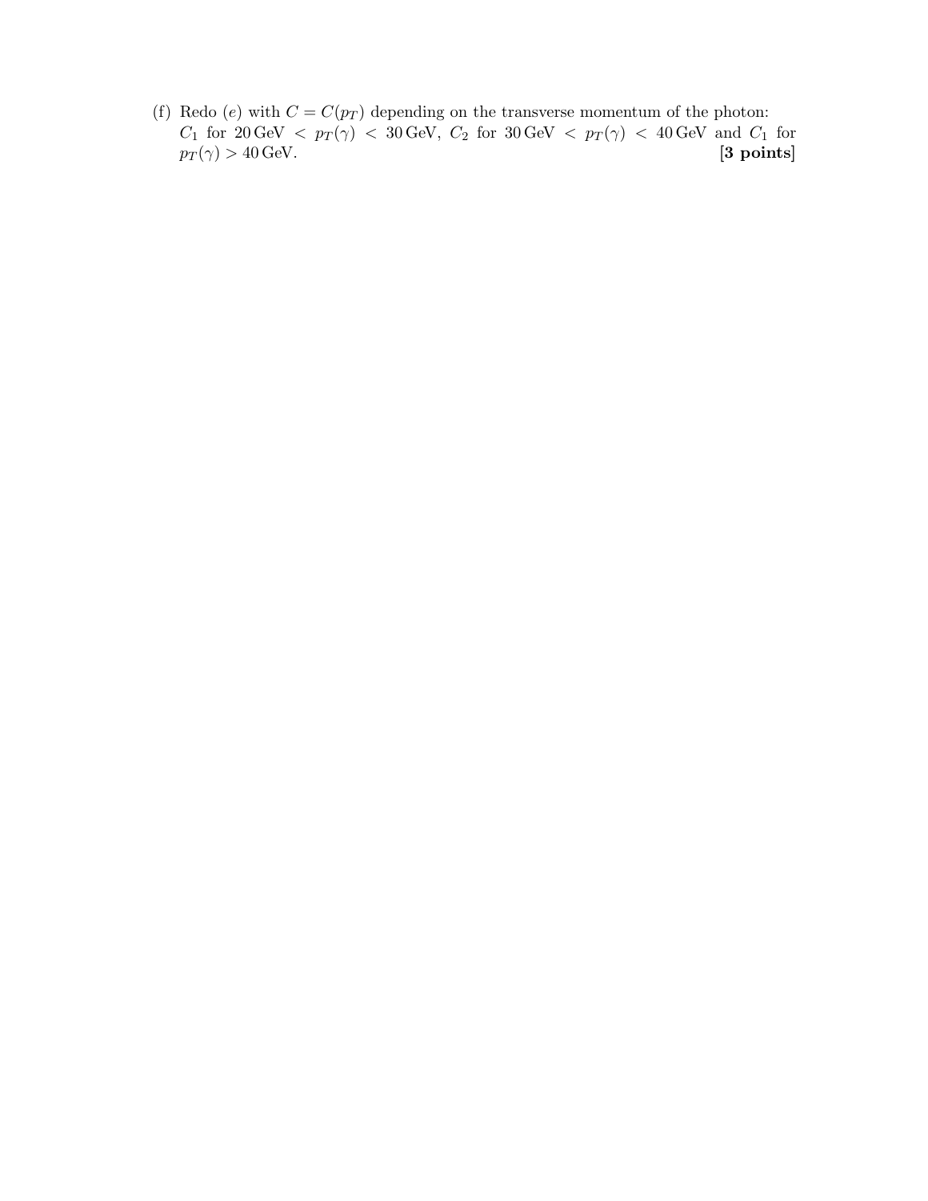(f) Redo (*e*) with $C = C(p_T)$ depending on the transverse momentum of the photon: $C_1$ for $20\,\text{GeV} < p_T(\gamma) < 30\,\text{GeV}$, $C_2$ for $30\,\text{GeV} < p_T(\gamma) < 40\,\text{GeV}$ and $C_1$ for $p_T(\gamma) > 40\,\text{GeV}$. **[3 points]**